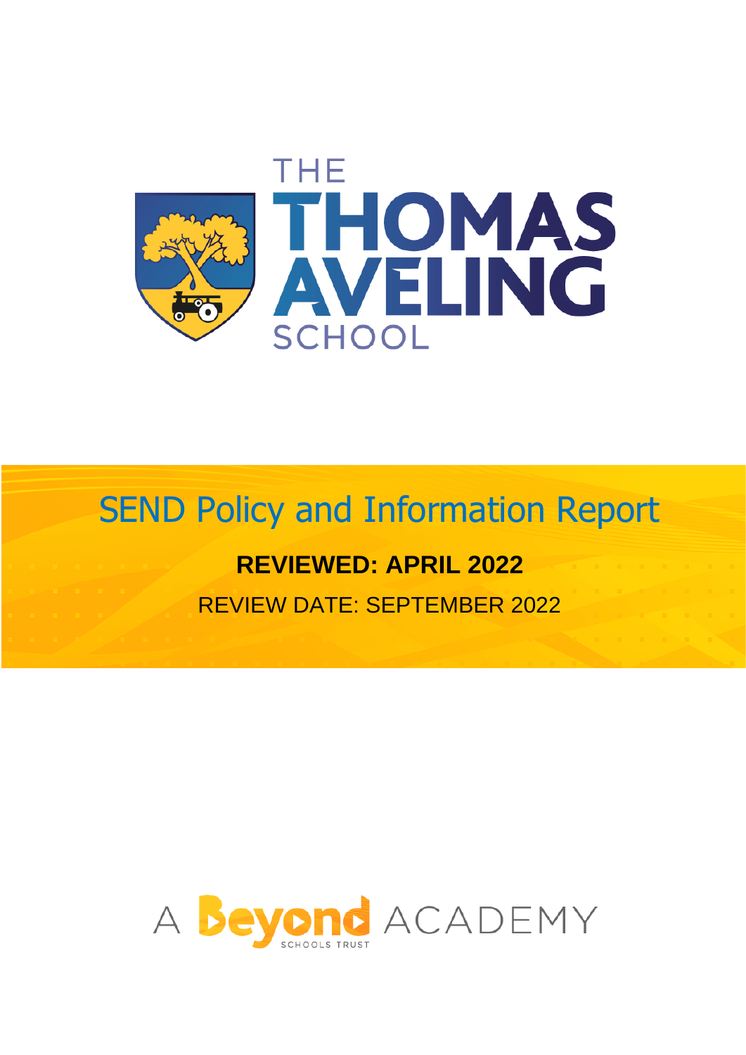THE THOMAS AVELING SCHOOL

# SEND Policy and Information Report

**REVIEWED: APRIL 2022**

REVIEW DATE: SEPTEMBER 2022

A Beyond Schools Trust ACADEMY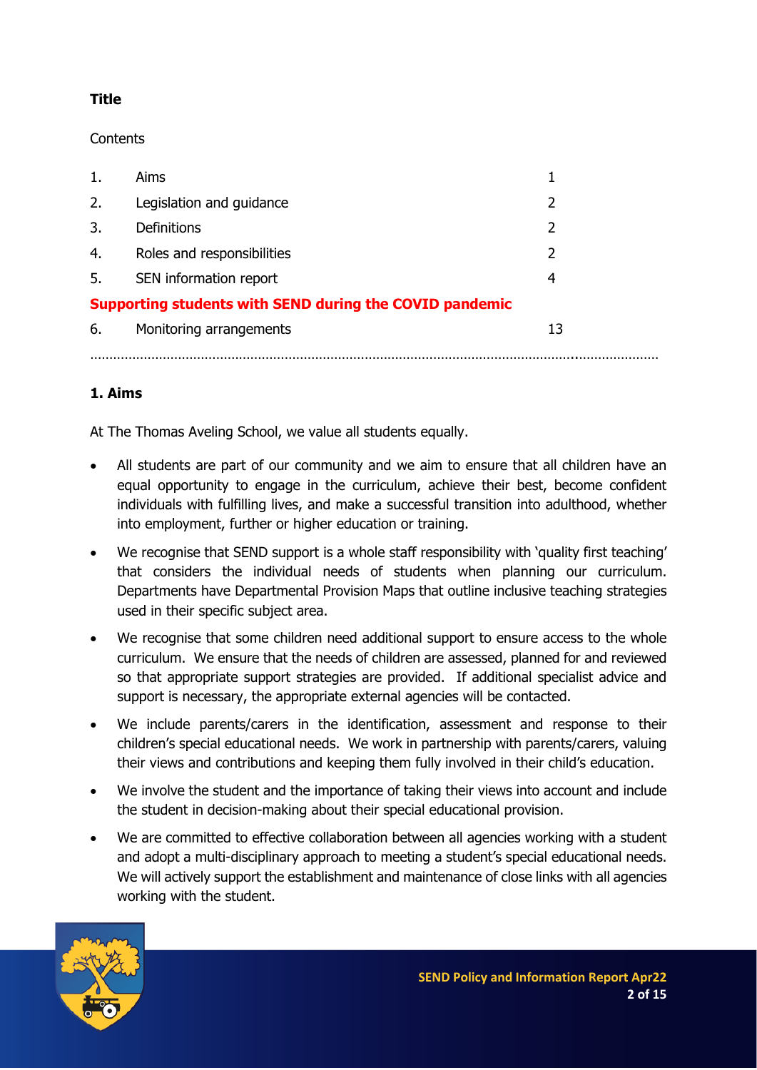**Title**

Contents

| | | |
|---|---|---|
| 1. | Aims | 1 |
| 2. | Legislation and guidance | 2 |
| 3. | Definitions | 2 |
| 4. | Roles and responsibilities | 2 |
| 5. | SEN information report | 4 |
| **Supporting students with SEND during the COVID pandemic** | | |
| 6. | Monitoring arrangements | 13 |

……………………………………………………………………………………………………………………………………

## 1. Aims

At The Thomas Aveling School, we value all students equally.

- All students are part of our community and we aim to ensure that all children have an equal opportunity to engage in the curriculum, achieve their best, become confident individuals with fulfilling lives, and make a successful transition into adulthood, whether into employment, further or higher education or training.
- We recognise that SEND support is a whole staff responsibility with 'quality first teaching' that considers the individual needs of students when planning our curriculum. Departments have Departmental Provision Maps that outline inclusive teaching strategies used in their specific subject area.
- We recognise that some children need additional support to ensure access to the whole curriculum. We ensure that the needs of children are assessed, planned for and reviewed so that appropriate support strategies are provided. If additional specialist advice and support is necessary, the appropriate external agencies will be contacted.
- We include parents/carers in the identification, assessment and response to their children's special educational needs. We work in partnership with parents/carers, valuing their views and contributions and keeping them fully involved in their child's education.
- We involve the student and the importance of taking their views into account and include the student in decision-making about their special educational provision.
- We are committed to effective collaboration between all agencies working with a student and adopt a multi-disciplinary approach to meeting a student's special educational needs. We will actively support the establishment and maintenance of close links with all agencies working with the student.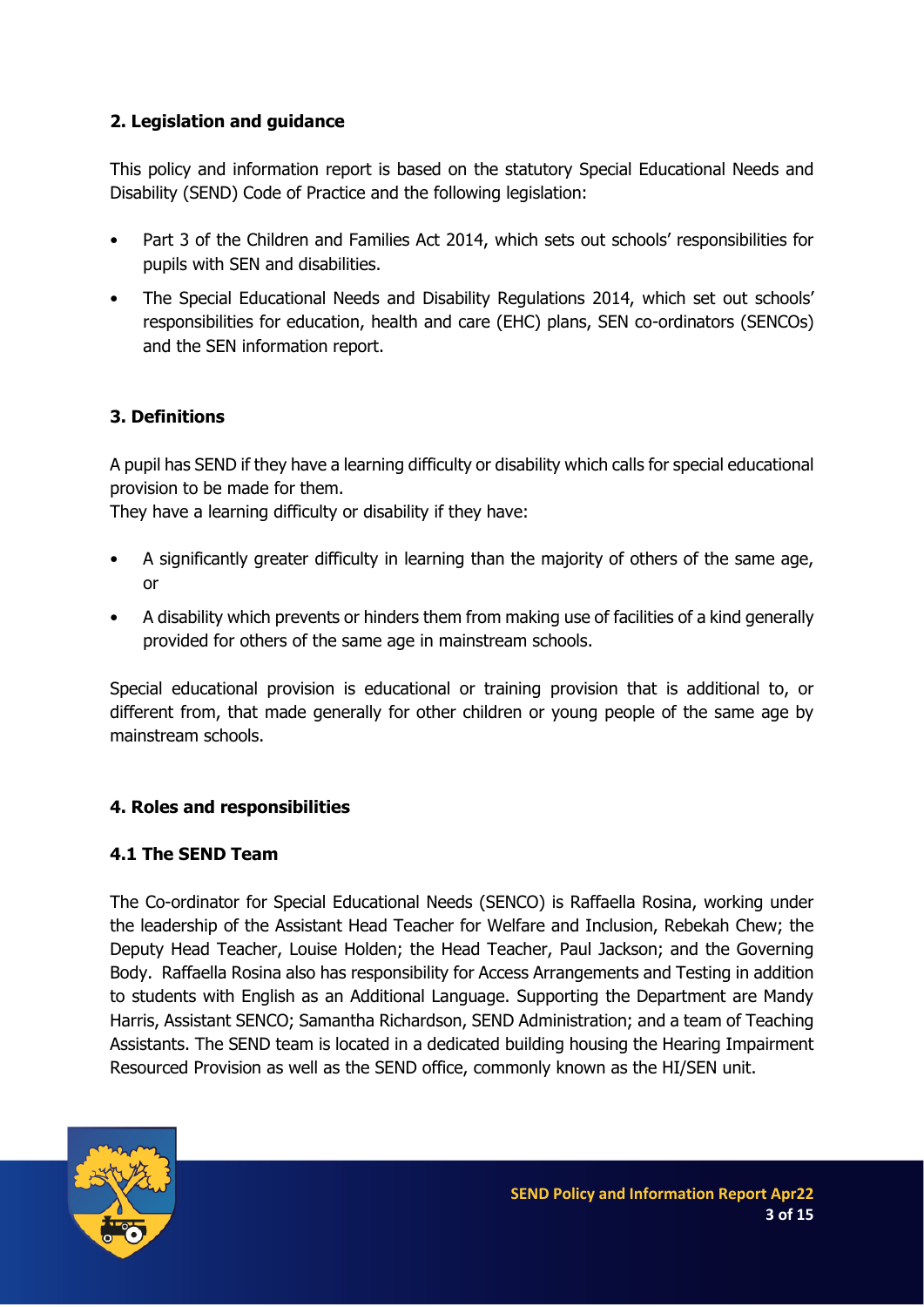## 2. Legislation and guidance

This policy and information report is based on the statutory Special Educational Needs and Disability (SEND) Code of Practice and the following legislation:

- Part 3 of the Children and Families Act 2014, which sets out schools' responsibilities for pupils with SEN and disabilities.
- The Special Educational Needs and Disability Regulations 2014, which set out schools' responsibilities for education, health and care (EHC) plans, SEN co-ordinators (SENCOs) and the SEN information report.

## 3. Definitions

A pupil has SEND if they have a learning difficulty or disability which calls for special educational provision to be made for them.
They have a learning difficulty or disability if they have:

- A significantly greater difficulty in learning than the majority of others of the same age, or
- A disability which prevents or hinders them from making use of facilities of a kind generally provided for others of the same age in mainstream schools.

Special educational provision is educational or training provision that is additional to, or different from, that made generally for other children or young people of the same age by mainstream schools.

## 4. Roles and responsibilities

### 4.1 The SEND Team

The Co-ordinator for Special Educational Needs (SENCO) is Raffaella Rosina, working under the leadership of the Assistant Head Teacher for Welfare and Inclusion, Rebekah Chew; the Deputy Head Teacher, Louise Holden; the Head Teacher, Paul Jackson; and the Governing Body. Raffaella Rosina also has responsibility for Access Arrangements and Testing in addition to students with English as an Additional Language. Supporting the Department are Mandy Harris, Assistant SENCO; Samantha Richardson, SEND Administration; and a team of Teaching Assistants. The SEND team is located in a dedicated building housing the Hearing Impairment Resourced Provision as well as the SEND office, commonly known as the HI/SEN unit.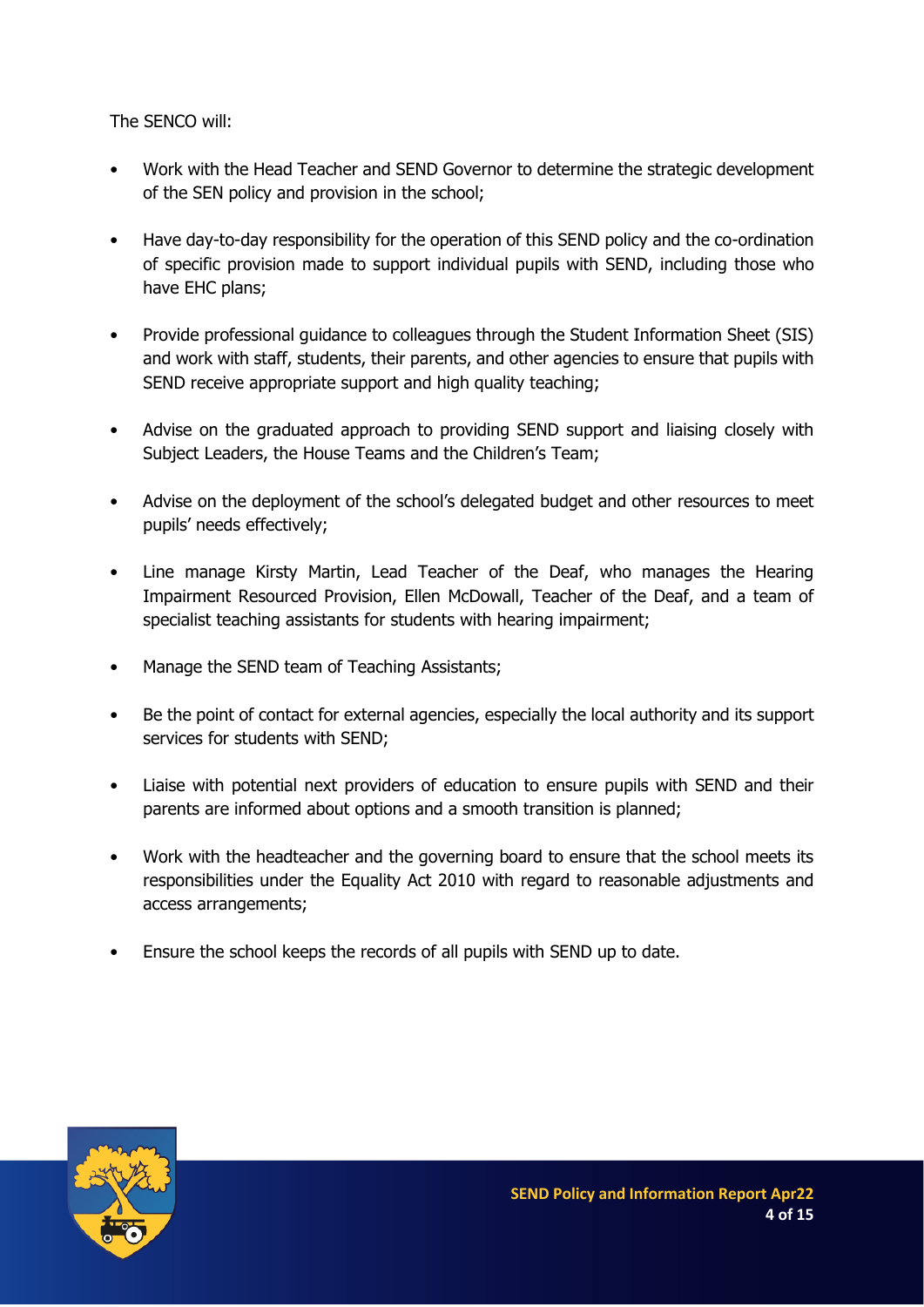The SENCO will:

- Work with the Head Teacher and SEND Governor to determine the strategic development of the SEN policy and provision in the school;
- Have day-to-day responsibility for the operation of this SEND policy and the co-ordination of specific provision made to support individual pupils with SEND, including those who have EHC plans;
- Provide professional guidance to colleagues through the Student Information Sheet (SIS) and work with staff, students, their parents, and other agencies to ensure that pupils with SEND receive appropriate support and high quality teaching;
- Advise on the graduated approach to providing SEND support and liaising closely with Subject Leaders, the House Teams and the Children's Team;
- Advise on the deployment of the school's delegated budget and other resources to meet pupils' needs effectively;
- Line manage Kirsty Martin, Lead Teacher of the Deaf, who manages the Hearing Impairment Resourced Provision, Ellen McDowall, Teacher of the Deaf, and a team of specialist teaching assistants for students with hearing impairment;
- Manage the SEND team of Teaching Assistants;
- Be the point of contact for external agencies, especially the local authority and its support services for students with SEND;
- Liaise with potential next providers of education to ensure pupils with SEND and their parents are informed about options and a smooth transition is planned;
- Work with the headteacher and the governing board to ensure that the school meets its responsibilities under the Equality Act 2010 with regard to reasonable adjustments and access arrangements;
- Ensure the school keeps the records of all pupils with SEND up to date.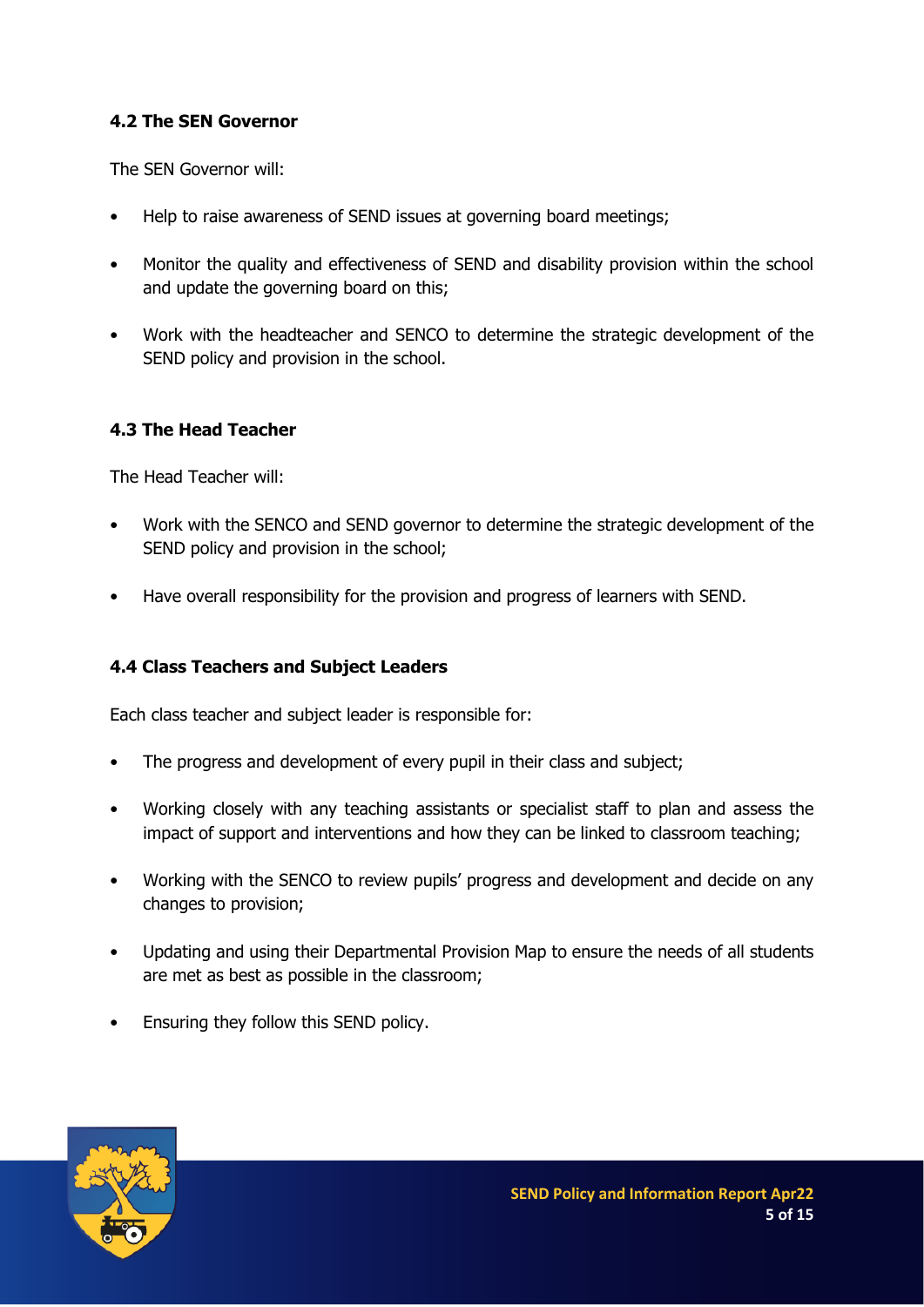### 4.2 The SEN Governor

The SEN Governor will:

- Help to raise awareness of SEND issues at governing board meetings;
- Monitor the quality and effectiveness of SEND and disability provision within the school and update the governing board on this;
- Work with the headteacher and SENCO to determine the strategic development of the SEND policy and provision in the school.

### 4.3 The Head Teacher

The Head Teacher will:

- Work with the SENCO and SEND governor to determine the strategic development of the SEND policy and provision in the school;
- Have overall responsibility for the provision and progress of learners with SEND.

### 4.4 Class Teachers and Subject Leaders

Each class teacher and subject leader is responsible for:

- The progress and development of every pupil in their class and subject;
- Working closely with any teaching assistants or specialist staff to plan and assess the impact of support and interventions and how they can be linked to classroom teaching;
- Working with the SENCO to review pupils' progress and development and decide on any changes to provision;
- Updating and using their Departmental Provision Map to ensure the needs of all students are met as best as possible in the classroom;
- Ensuring they follow this SEND policy.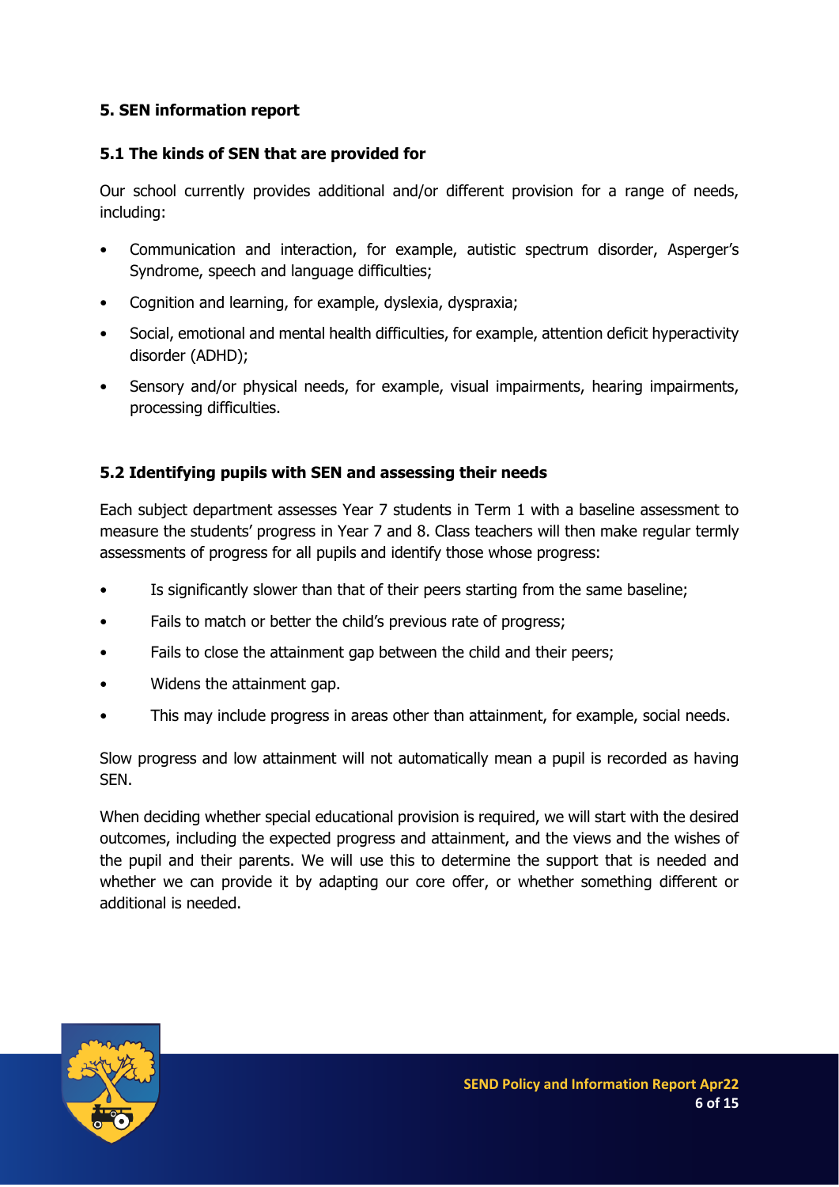**5. SEN information report**

**5.1 The kinds of SEN that are provided for**

Our school currently provides additional and/or different provision for a range of needs, including:

- Communication and interaction, for example, autistic spectrum disorder, Asperger's Syndrome, speech and language difficulties;
- Cognition and learning, for example, dyslexia, dyspraxia;
- Social, emotional and mental health difficulties, for example, attention deficit hyperactivity disorder (ADHD);
- Sensory and/or physical needs, for example, visual impairments, hearing impairments, processing difficulties.

**5.2 Identifying pupils with SEN and assessing their needs**

Each subject department assesses Year 7 students in Term 1 with a baseline assessment to measure the students' progress in Year 7 and 8. Class teachers will then make regular termly assessments of progress for all pupils and identify those whose progress:

- Is significantly slower than that of their peers starting from the same baseline;
- Fails to match or better the child's previous rate of progress;
- Fails to close the attainment gap between the child and their peers;
- Widens the attainment gap.
- This may include progress in areas other than attainment, for example, social needs.

Slow progress and low attainment will not automatically mean a pupil is recorded as having SEN.

When deciding whether special educational provision is required, we will start with the desired outcomes, including the expected progress and attainment, and the views and the wishes of the pupil and their parents. We will use this to determine the support that is needed and whether we can provide it by adapting our core offer, or whether something different or additional is needed.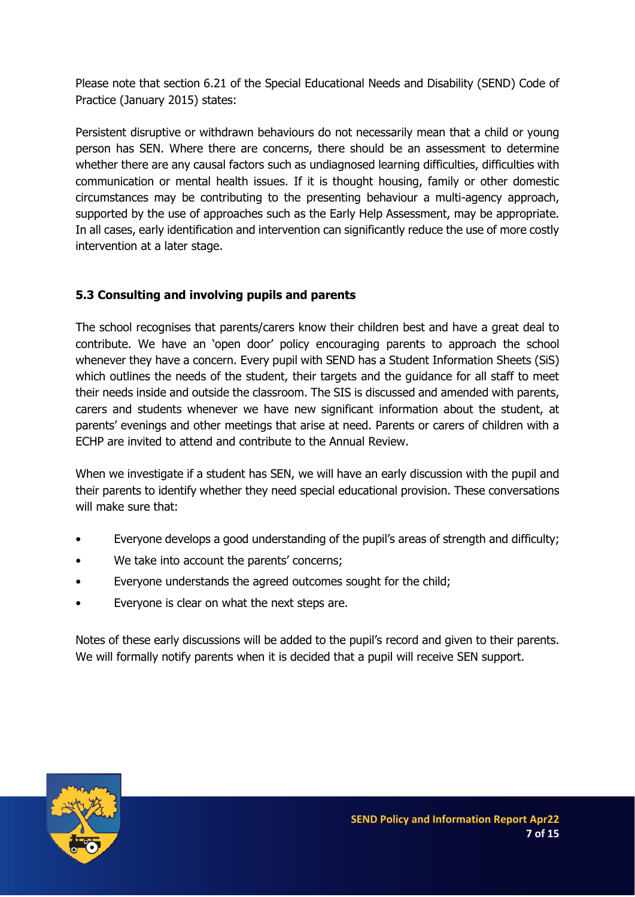Please note that section 6.21 of the Special Educational Needs and Disability (SEND) Code of Practice (January 2015) states:

Persistent disruptive or withdrawn behaviours do not necessarily mean that a child or young person has SEN. Where there are concerns, there should be an assessment to determine whether there are any causal factors such as undiagnosed learning difficulties, difficulties with communication or mental health issues. If it is thought housing, family or other domestic circumstances may be contributing to the presenting behaviour a multi-agency approach, supported by the use of approaches such as the Early Help Assessment, may be appropriate. In all cases, early identification and intervention can significantly reduce the use of more costly intervention at a later stage.

### 5.3 Consulting and involving pupils and parents

The school recognises that parents/carers know their children best and have a great deal to contribute. We have an 'open door' policy encouraging parents to approach the school whenever they have a concern. Every pupil with SEND has a Student Information Sheets (SiS) which outlines the needs of the student, their targets and the guidance for all staff to meet their needs inside and outside the classroom. The SIS is discussed and amended with parents, carers and students whenever we have new significant information about the student, at parents' evenings and other meetings that arise at need. Parents or carers of children with a ECHP are invited to attend and contribute to the Annual Review.

When we investigate if a student has SEN, we will have an early discussion with the pupil and their parents to identify whether they need special educational provision. These conversations will make sure that:

- Everyone develops a good understanding of the pupil's areas of strength and difficulty;
- We take into account the parents' concerns;
- Everyone understands the agreed outcomes sought for the child;
- Everyone is clear on what the next steps are.

Notes of these early discussions will be added to the pupil's record and given to their parents. We will formally notify parents when it is decided that a pupil will receive SEN support.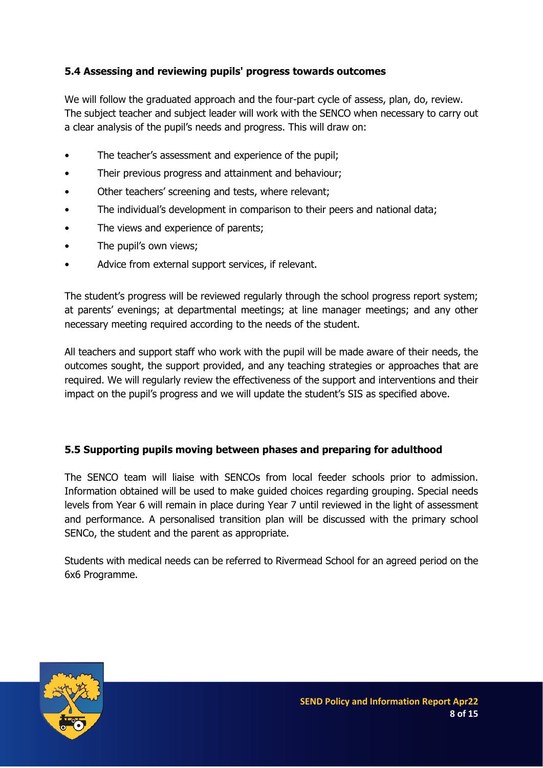### 5.4 Assessing and reviewing pupils' progress towards outcomes

We will follow the graduated approach and the four-part cycle of assess, plan, do, review. The subject teacher and subject leader will work with the SENCO when necessary to carry out a clear analysis of the pupil's needs and progress. This will draw on:

- The teacher's assessment and experience of the pupil;
- Their previous progress and attainment and behaviour;
- Other teachers' screening and tests, where relevant;
- The individual's development in comparison to their peers and national data;
- The views and experience of parents;
- The pupil's own views;
- Advice from external support services, if relevant.

The student's progress will be reviewed regularly through the school progress report system; at parents' evenings; at departmental meetings; at line manager meetings; and any other necessary meeting required according to the needs of the student.

All teachers and support staff who work with the pupil will be made aware of their needs, the outcomes sought, the support provided, and any teaching strategies or approaches that are required. We will regularly review the effectiveness of the support and interventions and their impact on the pupil's progress and we will update the student's SIS as specified above.

### 5.5 Supporting pupils moving between phases and preparing for adulthood

The SENCO team will liaise with SENCOs from local feeder schools prior to admission. Information obtained will be used to make guided choices regarding grouping. Special needs levels from Year 6 will remain in place during Year 7 until reviewed in the light of assessment and performance. A personalised transition plan will be discussed with the primary school SENCo, the student and the parent as appropriate.

Students with medical needs can be referred to Rivermead School for an agreed period on the 6x6 Programme.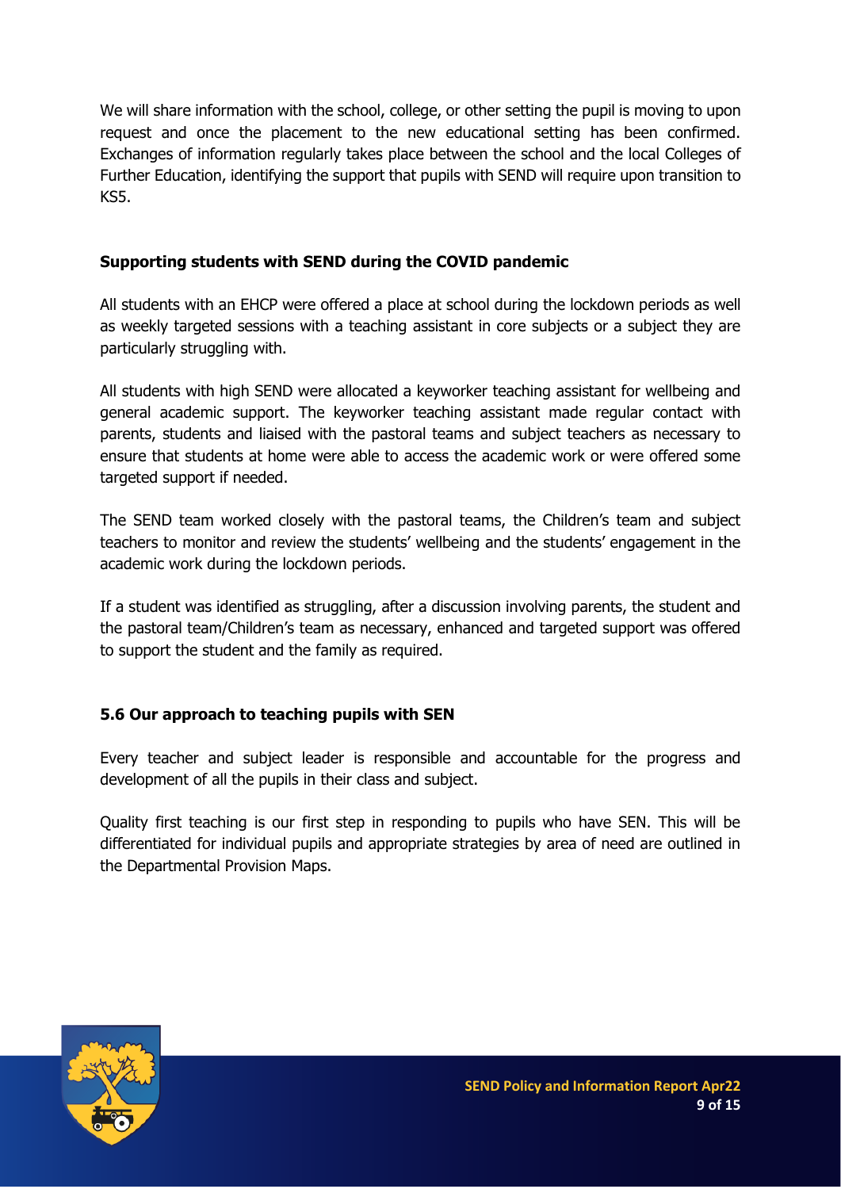We will share information with the school, college, or other setting the pupil is moving to upon request and once the placement to the new educational setting has been confirmed. Exchanges of information regularly takes place between the school and the local Colleges of Further Education, identifying the support that pupils with SEND will require upon transition to KS5.

**Supporting students with SEND during the COVID pandemic**

All students with an EHCP were offered a place at school during the lockdown periods as well as weekly targeted sessions with a teaching assistant in core subjects or a subject they are particularly struggling with.

All students with high SEND were allocated a keyworker teaching assistant for wellbeing and general academic support. The keyworker teaching assistant made regular contact with parents, students and liaised with the pastoral teams and subject teachers as necessary to ensure that students at home were able to access the academic work or were offered some targeted support if needed.

The SEND team worked closely with the pastoral teams, the Children's team and subject teachers to monitor and review the students' wellbeing and the students' engagement in the academic work during the lockdown periods.

If a student was identified as struggling, after a discussion involving parents, the student and the pastoral team/Children's team as necessary, enhanced and targeted support was offered to support the student and the family as required.

### 5.6 Our approach to teaching pupils with SEN

Every teacher and subject leader is responsible and accountable for the progress and development of all the pupils in their class and subject.

Quality first teaching is our first step in responding to pupils who have SEN. This will be differentiated for individual pupils and appropriate strategies by area of need are outlined in the Departmental Provision Maps.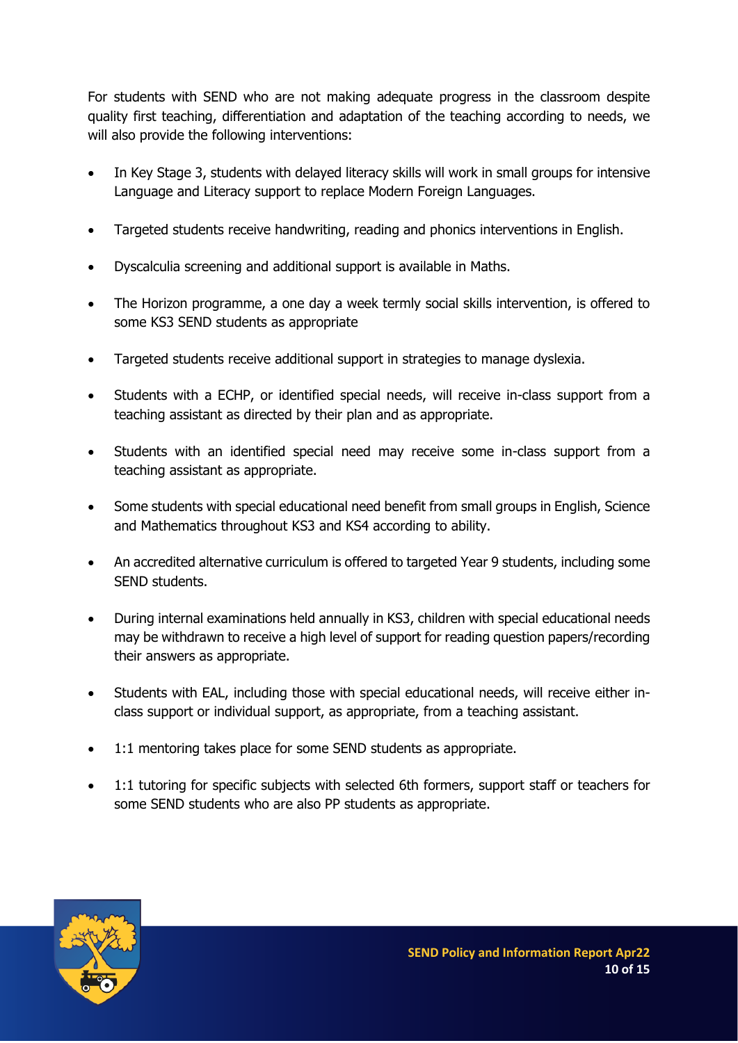For students with SEND who are not making adequate progress in the classroom despite quality first teaching, differentiation and adaptation of the teaching according to needs, we will also provide the following interventions:

- In Key Stage 3, students with delayed literacy skills will work in small groups for intensive Language and Literacy support to replace Modern Foreign Languages.
- Targeted students receive handwriting, reading and phonics interventions in English.
- Dyscalculia screening and additional support is available in Maths.
- The Horizon programme, a one day a week termly social skills intervention, is offered to some KS3 SEND students as appropriate
- Targeted students receive additional support in strategies to manage dyslexia.
- Students with a ECHP, or identified special needs, will receive in-class support from a teaching assistant as directed by their plan and as appropriate.
- Students with an identified special need may receive some in-class support from a teaching assistant as appropriate.
- Some students with special educational need benefit from small groups in English, Science and Mathematics throughout KS3 and KS4 according to ability.
- An accredited alternative curriculum is offered to targeted Year 9 students, including some SEND students.
- During internal examinations held annually in KS3, children with special educational needs may be withdrawn to receive a high level of support for reading question papers/recording their answers as appropriate.
- Students with EAL, including those with special educational needs, will receive either in-class support or individual support, as appropriate, from a teaching assistant.
- 1:1 mentoring takes place for some SEND students as appropriate.
- 1:1 tutoring for specific subjects with selected 6th formers, support staff or teachers for some SEND students who are also PP students as appropriate.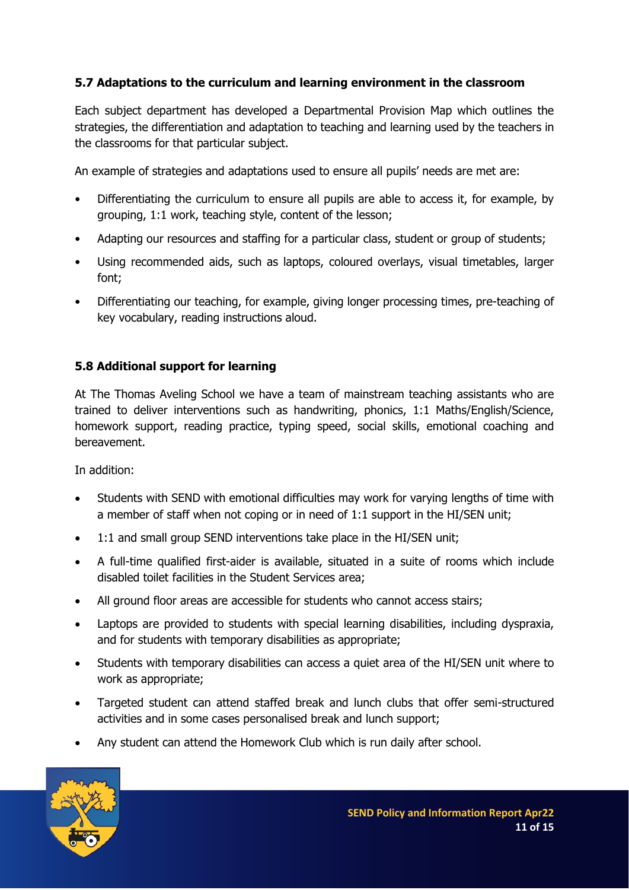### 5.7 Adaptations to the curriculum and learning environment in the classroom

Each subject department has developed a Departmental Provision Map which outlines the strategies, the differentiation and adaptation to teaching and learning used by the teachers in the classrooms for that particular subject.

An example of strategies and adaptations used to ensure all pupils' needs are met are:

- Differentiating the curriculum to ensure all pupils are able to access it, for example, by grouping, 1:1 work, teaching style, content of the lesson;
- Adapting our resources and staffing for a particular class, student or group of students;
- Using recommended aids, such as laptops, coloured overlays, visual timetables, larger font;
- Differentiating our teaching, for example, giving longer processing times, pre-teaching of key vocabulary, reading instructions aloud.

### 5.8 Additional support for learning

At The Thomas Aveling School we have a team of mainstream teaching assistants who are trained to deliver interventions such as handwriting, phonics, 1:1 Maths/English/Science, homework support, reading practice, typing speed, social skills, emotional coaching and bereavement.

In addition:

- Students with SEND with emotional difficulties may work for varying lengths of time with a member of staff when not coping or in need of 1:1 support in the HI/SEN unit;
- 1:1 and small group SEND interventions take place in the HI/SEN unit;
- A full-time qualified first-aider is available, situated in a suite of rooms which include disabled toilet facilities in the Student Services area;
- All ground floor areas are accessible for students who cannot access stairs;
- Laptops are provided to students with special learning disabilities, including dyspraxia, and for students with temporary disabilities as appropriate;
- Students with temporary disabilities can access a quiet area of the HI/SEN unit where to work as appropriate;
- Targeted student can attend staffed break and lunch clubs that offer semi-structured activities and in some cases personalised break and lunch support;
- Any student can attend the Homework Club which is run daily after school.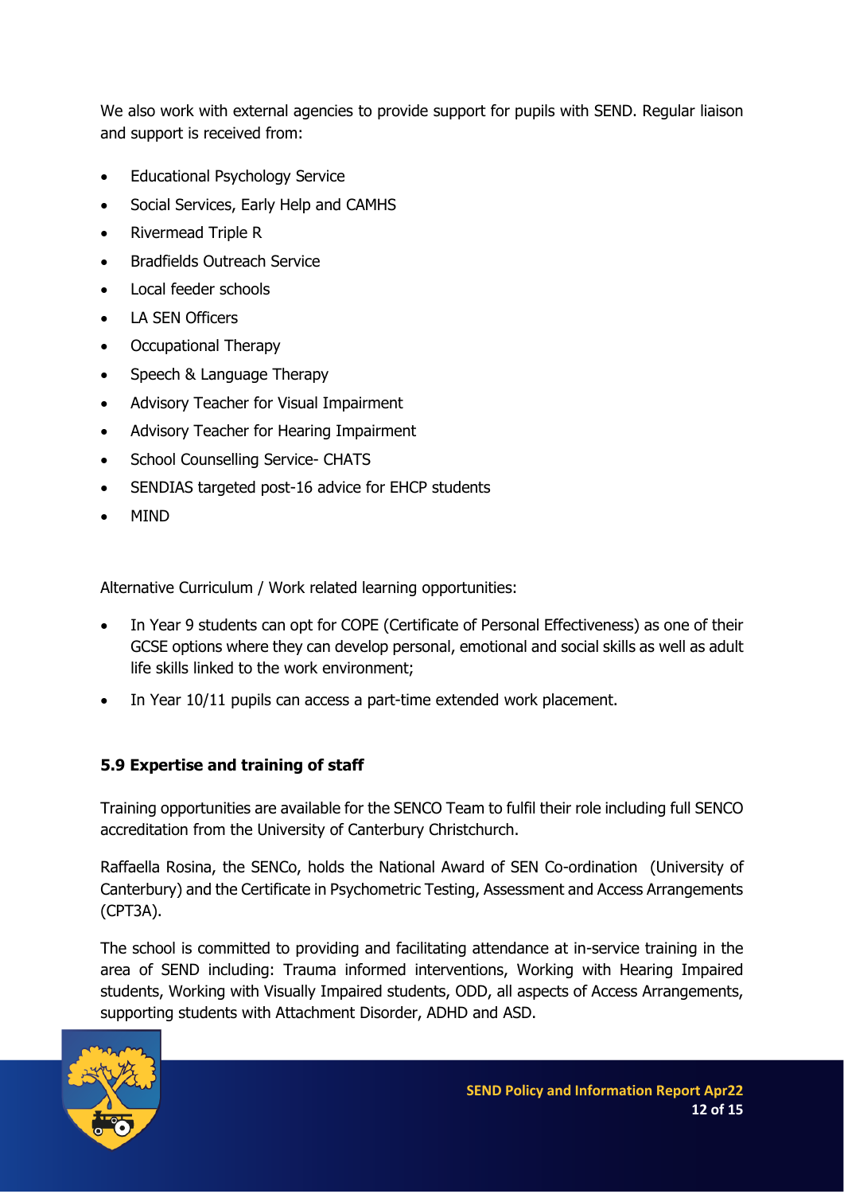We also work with external agencies to provide support for pupils with SEND. Regular liaison and support is received from:

- Educational Psychology Service
- Social Services, Early Help and CAMHS
- Rivermead Triple R
- Bradfields Outreach Service
- Local feeder schools
- LA SEN Officers
- Occupational Therapy
- Speech & Language Therapy
- Advisory Teacher for Visual Impairment
- Advisory Teacher for Hearing Impairment
- School Counselling Service- CHATS
- SENDIAS targeted post-16 advice for EHCP students
- MIND

Alternative Curriculum / Work related learning opportunities:

- In Year 9 students can opt for COPE (Certificate of Personal Effectiveness) as one of their GCSE options where they can develop personal, emotional and social skills as well as adult life skills linked to the work environment;
- In Year 10/11 pupils can access a part-time extended work placement.

### 5.9 Expertise and training of staff

Training opportunities are available for the SENCO Team to fulfil their role including full SENCO accreditation from the University of Canterbury Christchurch.

Raffaella Rosina, the SENCo, holds the National Award of SEN Co-ordination (University of Canterbury) and the Certificate in Psychometric Testing, Assessment and Access Arrangements (CPT3A).

The school is committed to providing and facilitating attendance at in-service training in the area of SEND including: Trauma informed interventions, Working with Hearing Impaired students, Working with Visually Impaired students, ODD, all aspects of Access Arrangements, supporting students with Attachment Disorder, ADHD and ASD.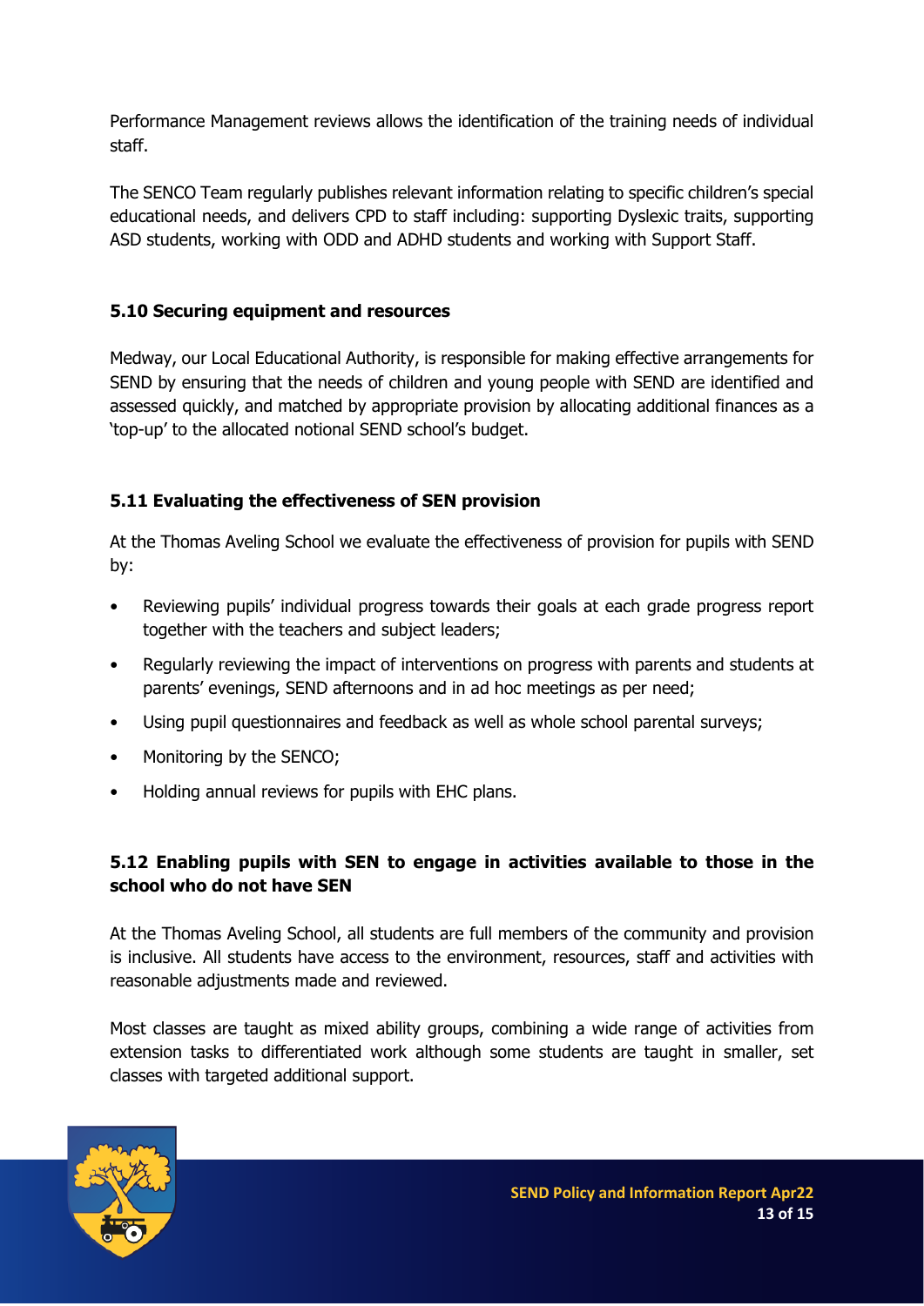Performance Management reviews allows the identification of the training needs of individual staff.

The SENCO Team regularly publishes relevant information relating to specific children's special educational needs, and delivers CPD to staff including: supporting Dyslexic traits, supporting ASD students, working with ODD and ADHD students and working with Support Staff.

### 5.10 Securing equipment and resources

Medway, our Local Educational Authority, is responsible for making effective arrangements for SEND by ensuring that the needs of children and young people with SEND are identified and assessed quickly, and matched by appropriate provision by allocating additional finances as a 'top-up' to the allocated notional SEND school's budget.

### 5.11 Evaluating the effectiveness of SEN provision

At the Thomas Aveling School we evaluate the effectiveness of provision for pupils with SEND by:

- Reviewing pupils' individual progress towards their goals at each grade progress report together with the teachers and subject leaders;
- Regularly reviewing the impact of interventions on progress with parents and students at parents' evenings, SEND afternoons and in ad hoc meetings as per need;
- Using pupil questionnaires and feedback as well as whole school parental surveys;
- Monitoring by the SENCO;
- Holding annual reviews for pupils with EHC plans.

### 5.12 Enabling pupils with SEN to engage in activities available to those in the school who do not have SEN

At the Thomas Aveling School, all students are full members of the community and provision is inclusive. All students have access to the environment, resources, staff and activities with reasonable adjustments made and reviewed.

Most classes are taught as mixed ability groups, combining a wide range of activities from extension tasks to differentiated work although some students are taught in smaller, set classes with targeted additional support.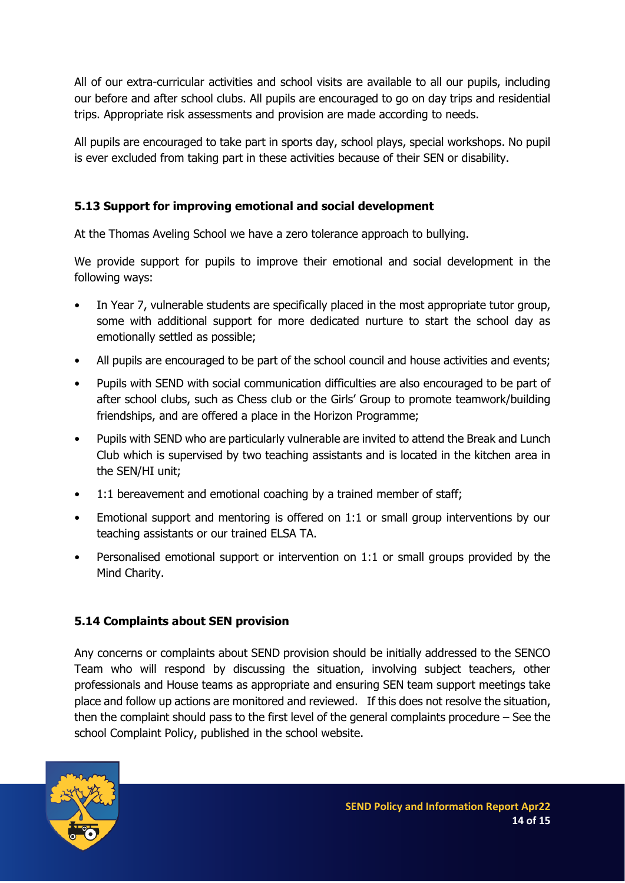All of our extra-curricular activities and school visits are available to all our pupils, including our before and after school clubs. All pupils are encouraged to go on day trips and residential trips. Appropriate risk assessments and provision are made according to needs.

All pupils are encouraged to take part in sports day, school plays, special workshops. No pupil is ever excluded from taking part in these activities because of their SEN or disability.

### 5.13 Support for improving emotional and social development

At the Thomas Aveling School we have a zero tolerance approach to bullying.

We provide support for pupils to improve their emotional and social development in the following ways:

- In Year 7, vulnerable students are specifically placed in the most appropriate tutor group, some with additional support for more dedicated nurture to start the school day as emotionally settled as possible;
- All pupils are encouraged to be part of the school council and house activities and events;
- Pupils with SEND with social communication difficulties are also encouraged to be part of after school clubs, such as Chess club or the Girls' Group to promote teamwork/building friendships, and are offered a place in the Horizon Programme;
- Pupils with SEND who are particularly vulnerable are invited to attend the Break and Lunch Club which is supervised by two teaching assistants and is located in the kitchen area in the SEN/HI unit;
- 1:1 bereavement and emotional coaching by a trained member of staff;
- Emotional support and mentoring is offered on 1:1 or small group interventions by our teaching assistants or our trained ELSA TA.
- Personalised emotional support or intervention on 1:1 or small groups provided by the Mind Charity.

### 5.14 Complaints about SEN provision

Any concerns or complaints about SEND provision should be initially addressed to the SENCO Team who will respond by discussing the situation, involving subject teachers, other professionals and House teams as appropriate and ensuring SEN team support meetings take place and follow up actions are monitored and reviewed. If this does not resolve the situation, then the complaint should pass to the first level of the general complaints procedure – See the school Complaint Policy, published in the school website.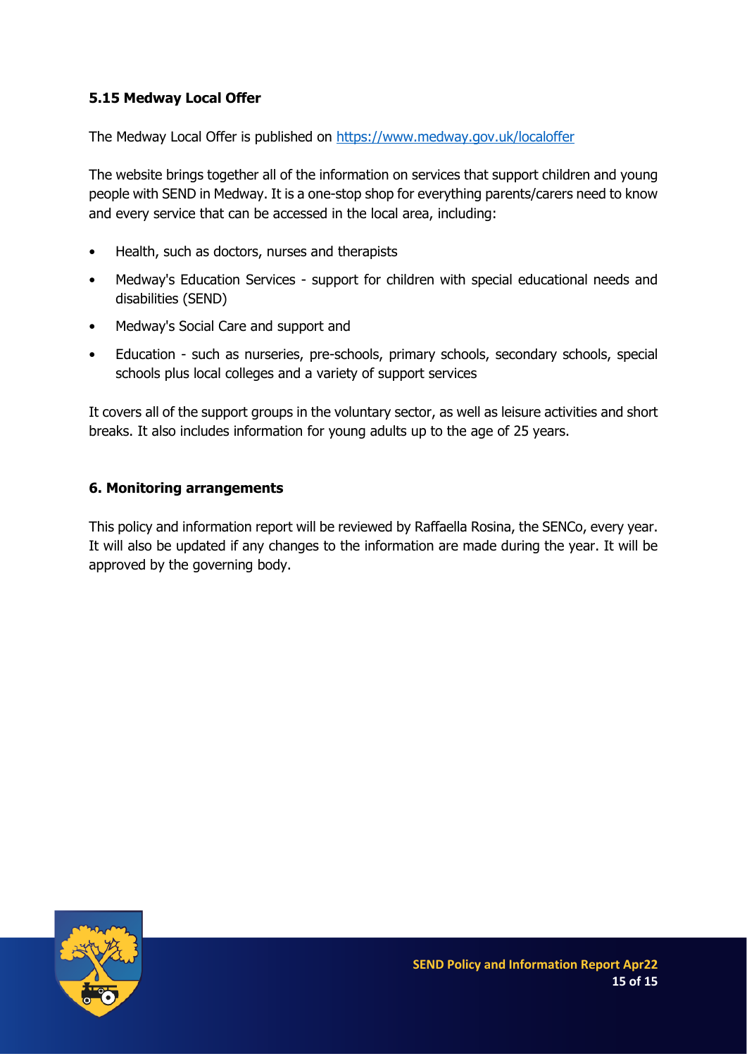### 5.15 Medway Local Offer

The Medway Local Offer is published on https://www.medway.gov.uk/localoffer

The website brings together all of the information on services that support children and young people with SEND in Medway. It is a one-stop shop for everything parents/carers need to know and every service that can be accessed in the local area, including:

- Health, such as doctors, nurses and therapists
- Medway's Education Services - support for children with special educational needs and disabilities (SEND)
- Medway's Social Care and support and
- Education - such as nurseries, pre-schools, primary schools, secondary schools, special schools plus local colleges and a variety of support services

It covers all of the support groups in the voluntary sector, as well as leisure activities and short breaks. It also includes information for young adults up to the age of 25 years.

## 6. Monitoring arrangements

This policy and information report will be reviewed by Raffaella Rosina, the SENCo, every year. It will also be updated if any changes to the information are made during the year. It will be approved by the governing body.